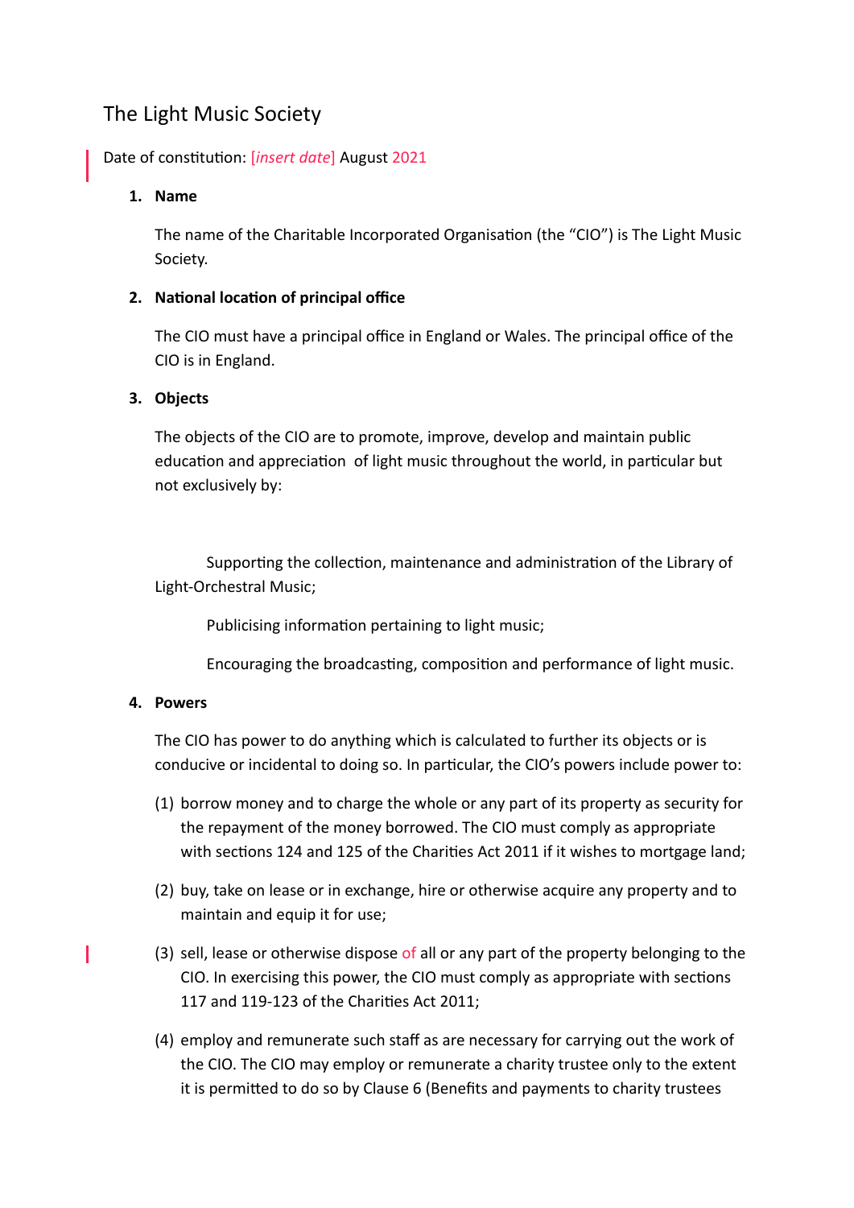# The Light Music Society

Date of constitution: [*insert date*] August 2021

1. **Name**

   The name of the Charitable Incorporated Organisation (the "CIO") is The Light Music Society.

2. **National location of principal office**

   The CIO must have a principal office in England or Wales. The principal office of the CIO is in England.

3. **Objects**

   The objects of the CIO are to promote, improve, develop and maintain public education and appreciation of light music throughout the world, in particular but not exclusively by:

   Supporting the collection, maintenance and administration of the Library of Light-Orchestral Music;

   Publicising information pertaining to light music;

   Encouraging the broadcasting, composition and performance of light music.

4. **Powers**

   The CIO has power to do anything which is calculated to further its objects or is conducive or incidental to doing so. In particular, the CIO's powers include power to:

   (1) borrow money and to charge the whole or any part of its property as security for the repayment of the money borrowed. The CIO must comply as appropriate with sections 124 and 125 of the Charities Act 2011 if it wishes to mortgage land;

   (2) buy, take on lease or in exchange, hire or otherwise acquire any property and to maintain and equip it for use;

   (3) sell, lease or otherwise dispose of all or any part of the property belonging to the CIO. In exercising this power, the CIO must comply as appropriate with sections 117 and 119-123 of the Charities Act 2011;

   (4) employ and remunerate such staff as are necessary for carrying out the work of the CIO. The CIO may employ or remunerate a charity trustee only to the extent it is permitted to do so by Clause 6 (Benefits and payments to charity trustees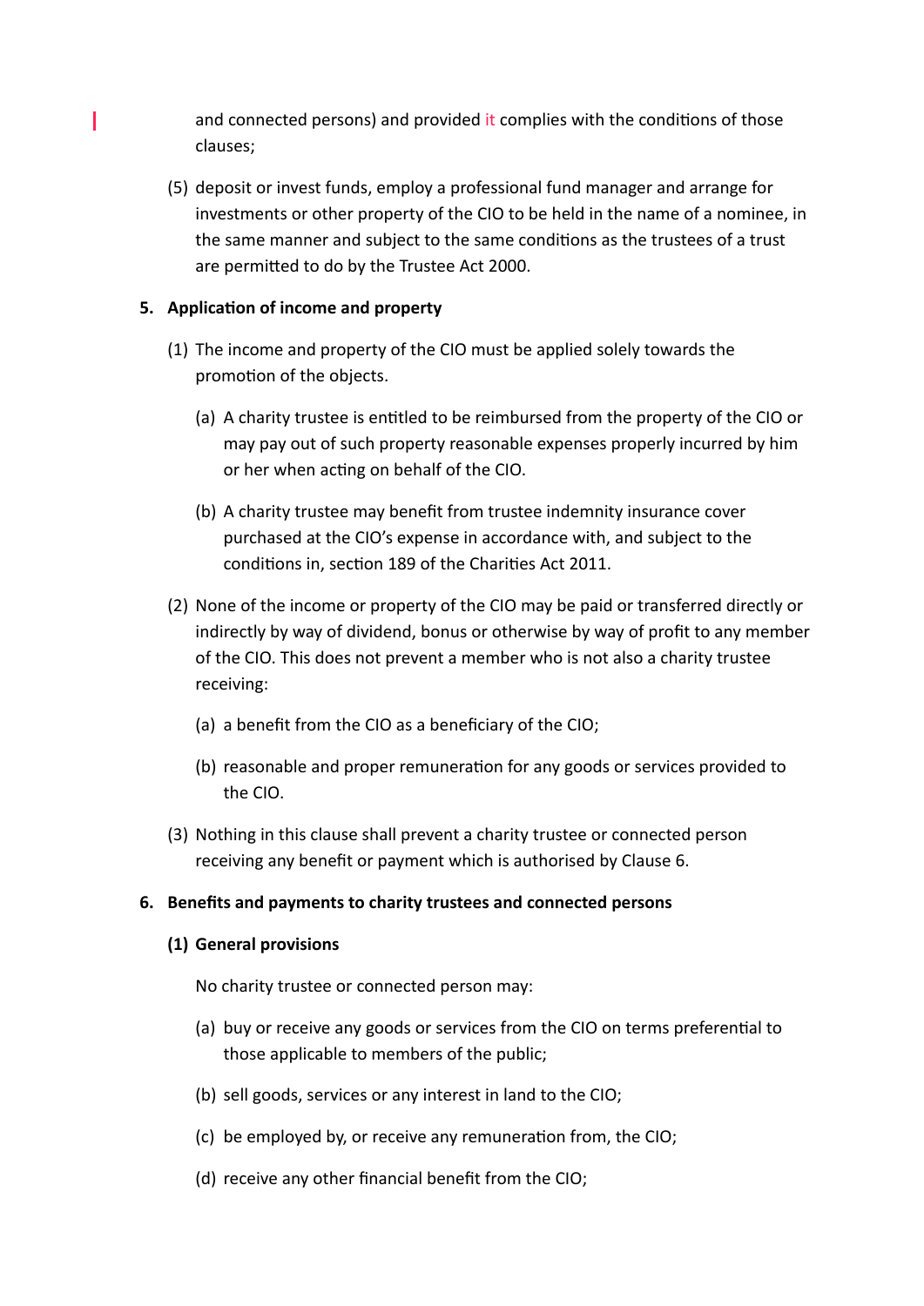and connected persons) and provided it complies with the conditions of those clauses;

(5) deposit or invest funds, employ a professional fund manager and arrange for investments or other property of the CIO to be held in the name of a nominee, in the same manner and subject to the same conditions as the trustees of a trust are permitted to do by the Trustee Act 2000.

**5. Application of income and property**

(1) The income and property of the CIO must be applied solely towards the promotion of the objects.

(a) A charity trustee is entitled to be reimbursed from the property of the CIO or may pay out of such property reasonable expenses properly incurred by him or her when acting on behalf of the CIO.

(b) A charity trustee may benefit from trustee indemnity insurance cover purchased at the CIO's expense in accordance with, and subject to the conditions in, section 189 of the Charities Act 2011.

(2) None of the income or property of the CIO may be paid or transferred directly or indirectly by way of dividend, bonus or otherwise by way of profit to any member of the CIO. This does not prevent a member who is not also a charity trustee receiving:

(a) a benefit from the CIO as a beneficiary of the CIO;

(b) reasonable and proper remuneration for any goods or services provided to the CIO.

(3) Nothing in this clause shall prevent a charity trustee or connected person receiving any benefit or payment which is authorised by Clause 6.

**6. Benefits and payments to charity trustees and connected persons**

**(1) General provisions**

No charity trustee or connected person may:

(a) buy or receive any goods or services from the CIO on terms preferential to those applicable to members of the public;

(b) sell goods, services or any interest in land to the CIO;

(c) be employed by, or receive any remuneration from, the CIO;

(d) receive any other financial benefit from the CIO;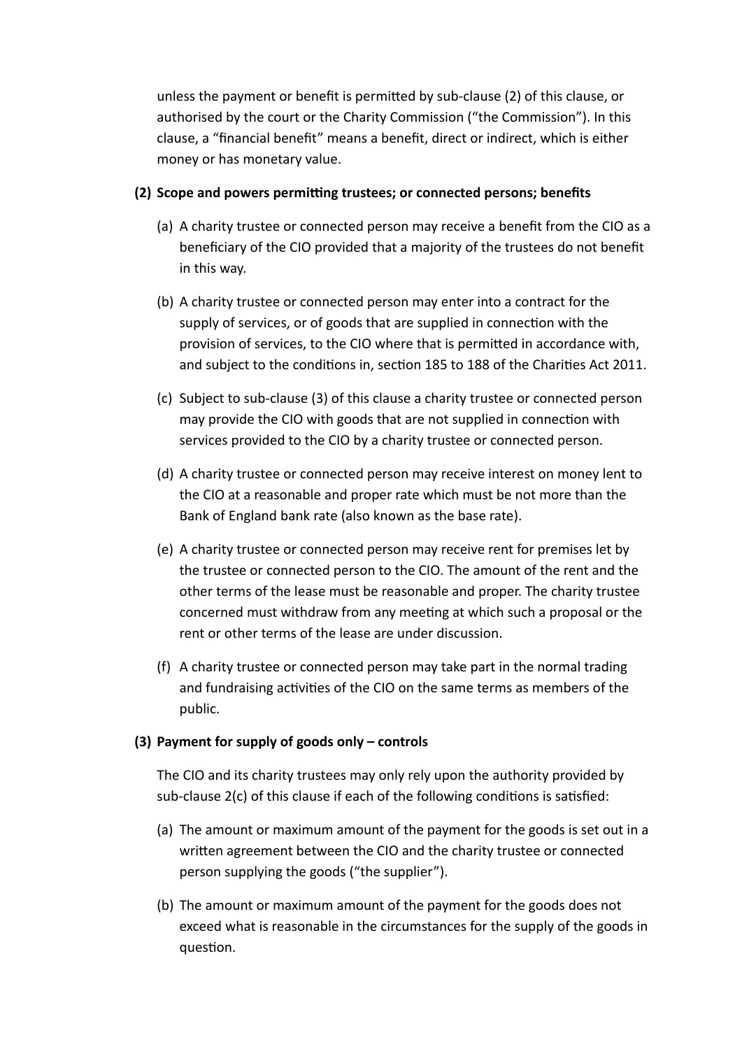unless the payment or benefit is permitted by sub-clause (2) of this clause, or authorised by the court or the Charity Commission ("the Commission"). In this clause, a "financial benefit" means a benefit, direct or indirect, which is either money or has monetary value.

**(2) Scope and powers permitting trustees; or connected persons; benefits**

(a) A charity trustee or connected person may receive a benefit from the CIO as a beneficiary of the CIO provided that a majority of the trustees do not benefit in this way.

(b) A charity trustee or connected person may enter into a contract for the supply of services, or of goods that are supplied in connection with the provision of services, to the CIO where that is permitted in accordance with, and subject to the conditions in, section 185 to 188 of the Charities Act 2011.

(c) Subject to sub-clause (3) of this clause a charity trustee or connected person may provide the CIO with goods that are not supplied in connection with services provided to the CIO by a charity trustee or connected person.

(d) A charity trustee or connected person may receive interest on money lent to the CIO at a reasonable and proper rate which must be not more than the Bank of England bank rate (also known as the base rate).

(e) A charity trustee or connected person may receive rent for premises let by the trustee or connected person to the CIO. The amount of the rent and the other terms of the lease must be reasonable and proper. The charity trustee concerned must withdraw from any meeting at which such a proposal or the rent or other terms of the lease are under discussion.

(f) A charity trustee or connected person may take part in the normal trading and fundraising activities of the CIO on the same terms as members of the public.

**(3) Payment for supply of goods only – controls**

The CIO and its charity trustees may only rely upon the authority provided by sub-clause 2(c) of this clause if each of the following conditions is satisfied:

(a) The amount or maximum amount of the payment for the goods is set out in a written agreement between the CIO and the charity trustee or connected person supplying the goods ("the supplier").

(b) The amount or maximum amount of the payment for the goods does not exceed what is reasonable in the circumstances for the supply of the goods in question.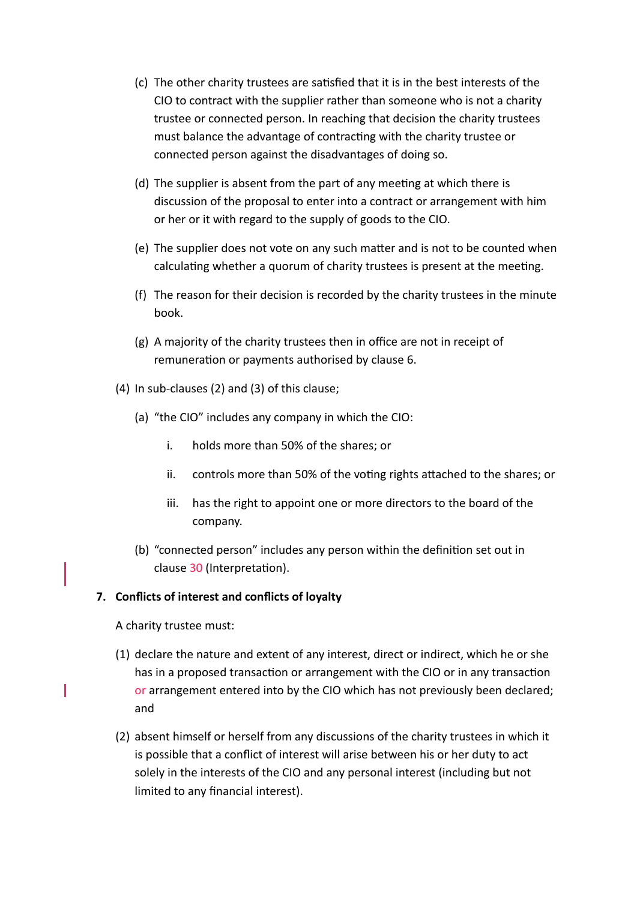(c) The other charity trustees are satisfied that it is in the best interests of the CIO to contract with the supplier rather than someone who is not a charity trustee or connected person. In reaching that decision the charity trustees must balance the advantage of contracting with the charity trustee or connected person against the disadvantages of doing so.

(d) The supplier is absent from the part of any meeting at which there is discussion of the proposal to enter into a contract or arrangement with him or her or it with regard to the supply of goods to the CIO.

(e) The supplier does not vote on any such matter and is not to be counted when calculating whether a quorum of charity trustees is present at the meeting.

(f) The reason for their decision is recorded by the charity trustees in the minute book.

(g) A majority of the charity trustees then in office are not in receipt of remuneration or payments authorised by clause 6.

(4) In sub-clauses (2) and (3) of this clause;

(a) "the CIO" includes any company in which the CIO:

i. holds more than 50% of the shares; or

ii. controls more than 50% of the voting rights attached to the shares; or

iii. has the right to appoint one or more directors to the board of the company.

(b) "connected person" includes any person within the definition set out in clause 30 (Interpretation).

**7. Conflicts of interest and conflicts of loyalty**

A charity trustee must:

(1) declare the nature and extent of any interest, direct or indirect, which he or she has in a proposed transaction or arrangement with the CIO or in any transaction or arrangement entered into by the CIO which has not previously been declared; and

(2) absent himself or herself from any discussions of the charity trustees in which it is possible that a conflict of interest will arise between his or her duty to act solely in the interests of the CIO and any personal interest (including but not limited to any financial interest).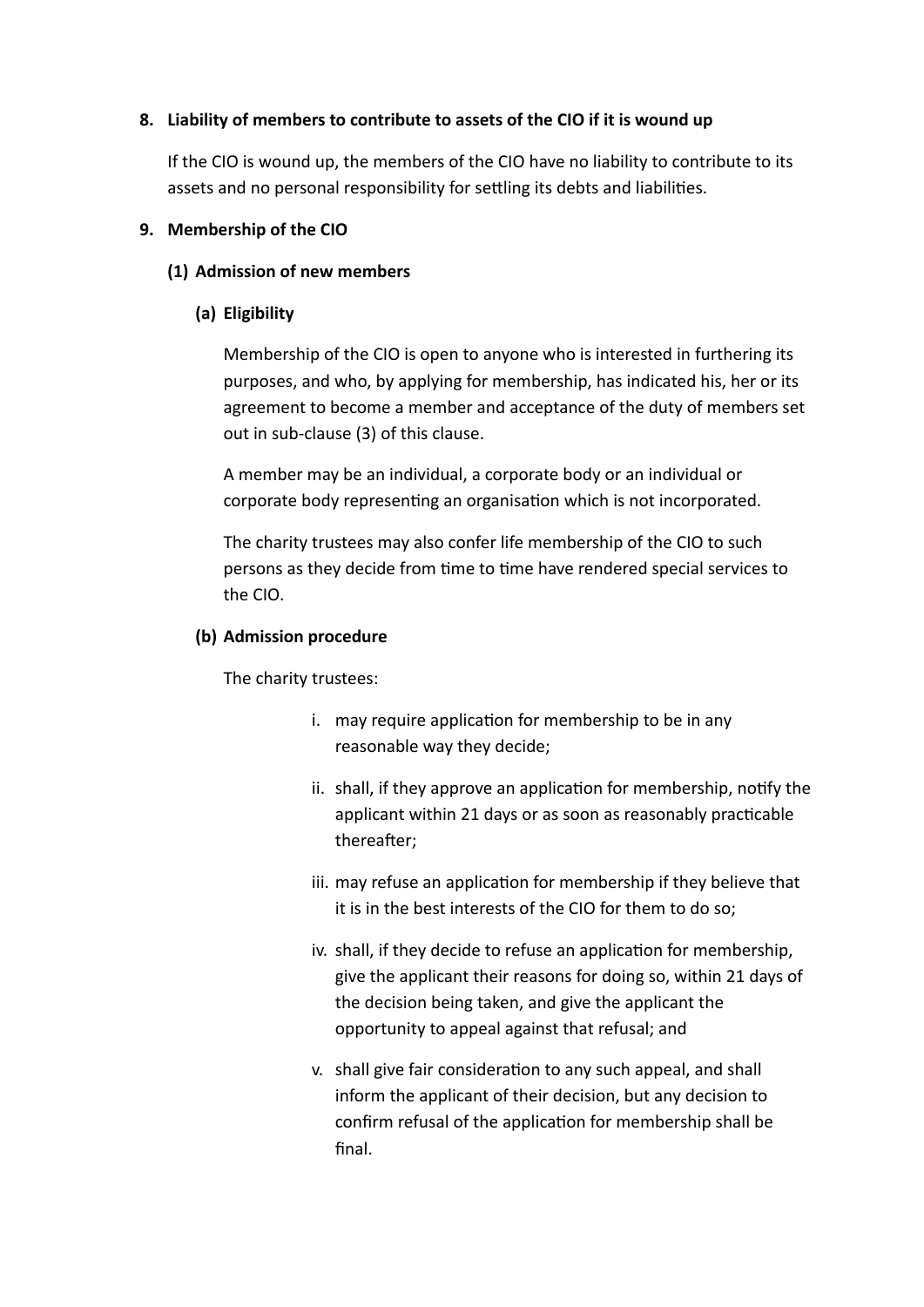## 8. Liability of members to contribute to assets of the CIO if it is wound up

If the CIO is wound up, the members of the CIO have no liability to contribute to its assets and no personal responsibility for settling its debts and liabilities.

## 9. Membership of the CIO

### (1) Admission of new members

#### (a) Eligibility

Membership of the CIO is open to anyone who is interested in furthering its purposes, and who, by applying for membership, has indicated his, her or its agreement to become a member and acceptance of the duty of members set out in sub-clause (3) of this clause.

A member may be an individual, a corporate body or an individual or corporate body representing an organisation which is not incorporated.

The charity trustees may also confer life membership of the CIO to such persons as they decide from time to time have rendered special services to the CIO.

#### (b) Admission procedure

The charity trustees:

i. may require application for membership to be in any reasonable way they decide;

ii. shall, if they approve an application for membership, notify the applicant within 21 days or as soon as reasonably practicable thereafter;

iii. may refuse an application for membership if they believe that it is in the best interests of the CIO for them to do so;

iv. shall, if they decide to refuse an application for membership, give the applicant their reasons for doing so, within 21 days of the decision being taken, and give the applicant the opportunity to appeal against that refusal; and

v. shall give fair consideration to any such appeal, and shall inform the applicant of their decision, but any decision to confirm refusal of the application for membership shall be final.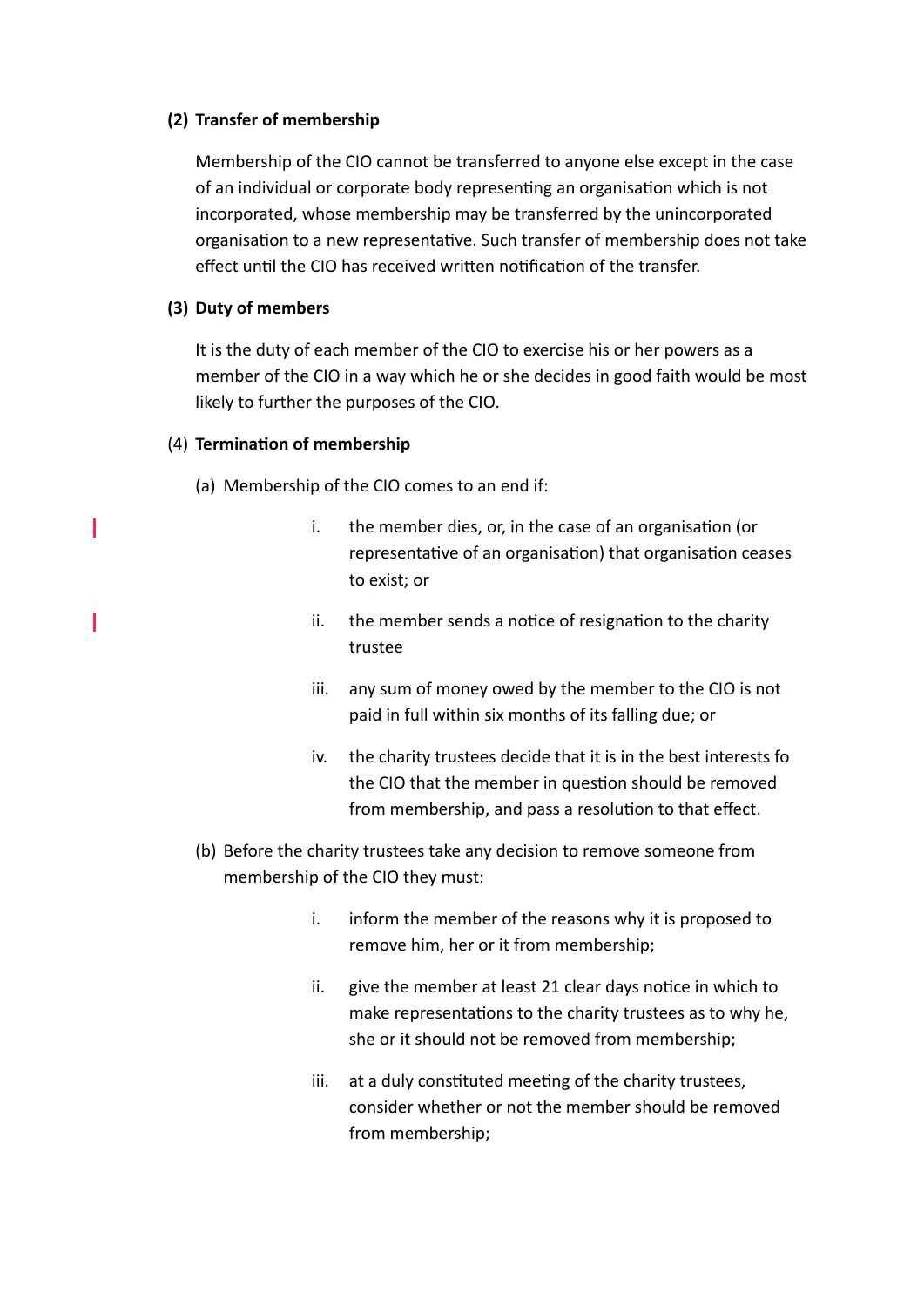**(2) Transfer of membership**

Membership of the CIO cannot be transferred to anyone else except in the case of an individual or corporate body representing an organisation which is not incorporated, whose membership may be transferred by the unincorporated organisation to a new representative. Such transfer of membership does not take effect until the CIO has received written notification of the transfer.

**(3) Duty of members**

It is the duty of each member of the CIO to exercise his or her powers as a member of the CIO in a way which he or she decides in good faith would be most likely to further the purposes of the CIO.

(4) **Termination of membership**

(a) Membership of the CIO comes to an end if:

i. the member dies, or, in the case of an organisation (or representative of an organisation) that organisation ceases to exist; or

ii. the member sends a notice of resignation to the charity trustee

iii. any sum of money owed by the member to the CIO is not paid in full within six months of its falling due; or

iv. the charity trustees decide that it is in the best interests fo the CIO that the member in question should be removed from membership, and pass a resolution to that effect.

(b) Before the charity trustees take any decision to remove someone from membership of the CIO they must:

i. inform the member of the reasons why it is proposed to remove him, her or it from membership;

ii. give the member at least 21 clear days notice in which to make representations to the charity trustees as to why he, she or it should not be removed from membership;

iii. at a duly constituted meeting of the charity trustees, consider whether or not the member should be removed from membership;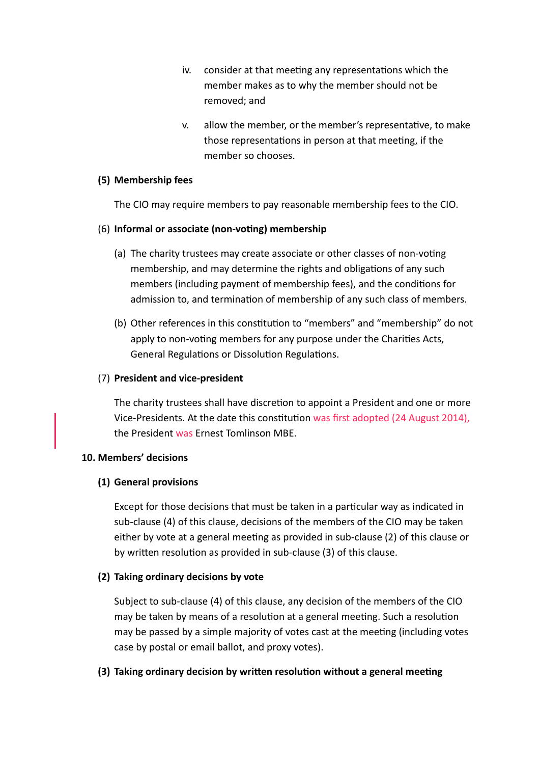iv. consider at that meeting any representations which the member makes as to why the member should not be removed; and

v. allow the member, or the member's representative, to make those representations in person at that meeting, if the member so chooses.

**(5) Membership fees**

The CIO may require members to pay reasonable membership fees to the CIO.

(6) **Informal or associate (non-voting) membership**

(a) The charity trustees may create associate or other classes of non-voting membership, and may determine the rights and obligations of any such members (including payment of membership fees), and the conditions for admission to, and termination of membership of any such class of members.

(b) Other references in this constitution to "members" and "membership" do not apply to non-voting members for any purpose under the Charities Acts, General Regulations or Dissolution Regulations.

(7) **President and vice-president**

The charity trustees shall have discretion to appoint a President and one or more Vice-Presidents. At the date this constitution was first adopted (24 August 2014), the President was Ernest Tomlinson MBE.

**10. Members' decisions**

**(1) General provisions**

Except for those decisions that must be taken in a particular way as indicated in sub-clause (4) of this clause, decisions of the members of the CIO may be taken either by vote at a general meeting as provided in sub-clause (2) of this clause or by written resolution as provided in sub-clause (3) of this clause.

**(2) Taking ordinary decisions by vote**

Subject to sub-clause (4) of this clause, any decision of the members of the CIO may be taken by means of a resolution at a general meeting. Such a resolution may be passed by a simple majority of votes cast at the meeting (including votes case by postal or email ballot, and proxy votes).

**(3) Taking ordinary decision by written resolution without a general meeting**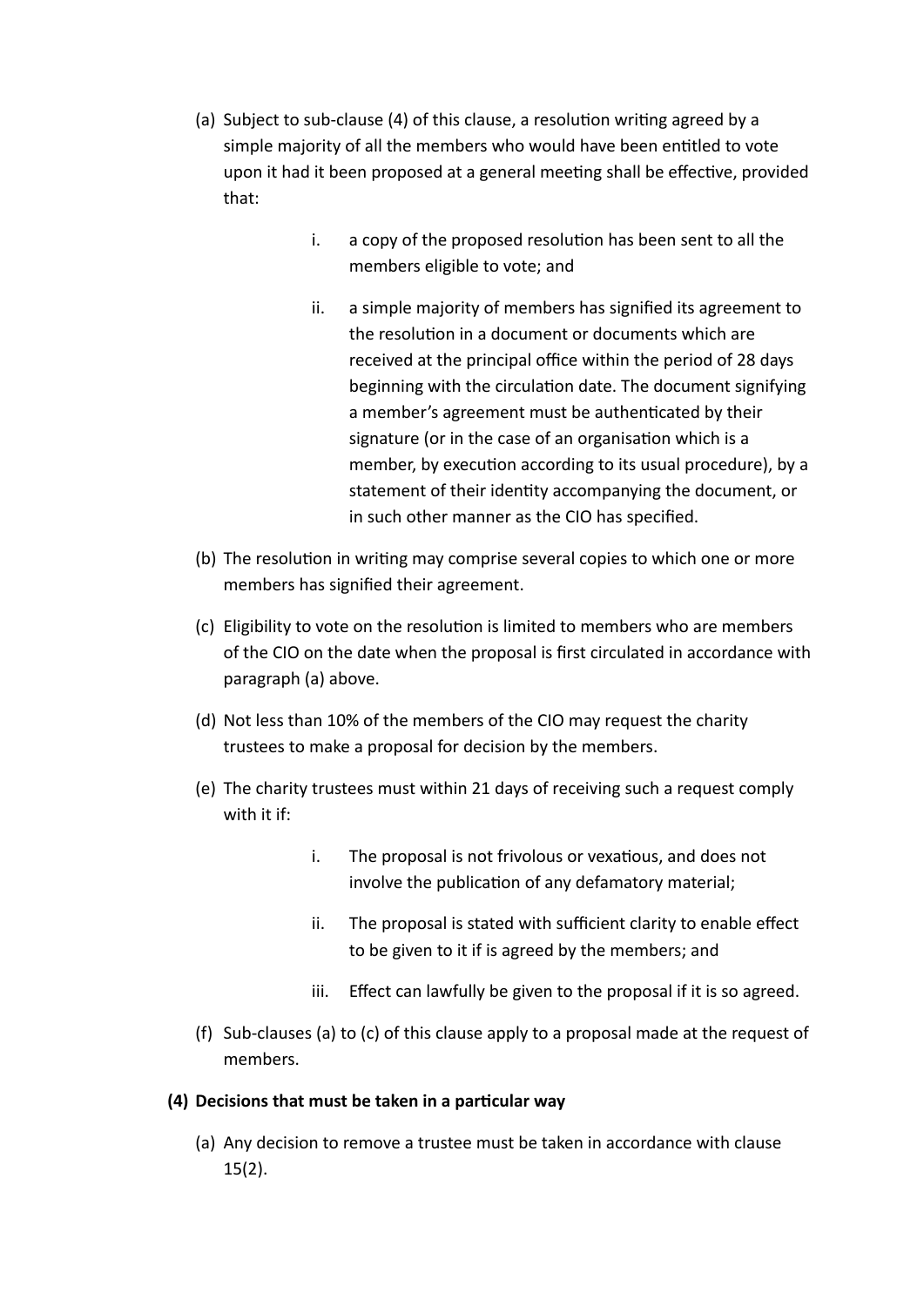(a) Subject to sub-clause (4) of this clause, a resolution writing agreed by a simple majority of all the members who would have been entitled to vote upon it had it been proposed at a general meeting shall be effective, provided that:

   i. a copy of the proposed resolution has been sent to all the members eligible to vote; and

   ii. a simple majority of members has signified its agreement to the resolution in a document or documents which are received at the principal office within the period of 28 days beginning with the circulation date. The document signifying a member's agreement must be authenticated by their signature (or in the case of an organisation which is a member, by execution according to its usual procedure), by a statement of their identity accompanying the document, or in such other manner as the CIO has specified.

(b) The resolution in writing may comprise several copies to which one or more members has signified their agreement.

(c) Eligibility to vote on the resolution is limited to members who are members of the CIO on the date when the proposal is first circulated in accordance with paragraph (a) above.

(d) Not less than 10% of the members of the CIO may request the charity trustees to make a proposal for decision by the members.

(e) The charity trustees must within 21 days of receiving such a request comply with it if:

   i. The proposal is not frivolous or vexatious, and does not involve the publication of any defamatory material;

   ii. The proposal is stated with sufficient clarity to enable effect to be given to it if it is agreed by the members; and

   iii. Effect can lawfully be given to the proposal if it is so agreed.

(f) Sub-clauses (a) to (c) of this clause apply to a proposal made at the request of members.

**(4) Decisions that must be taken in a particular way**

(a) Any decision to remove a trustee must be taken in accordance with clause 15(2).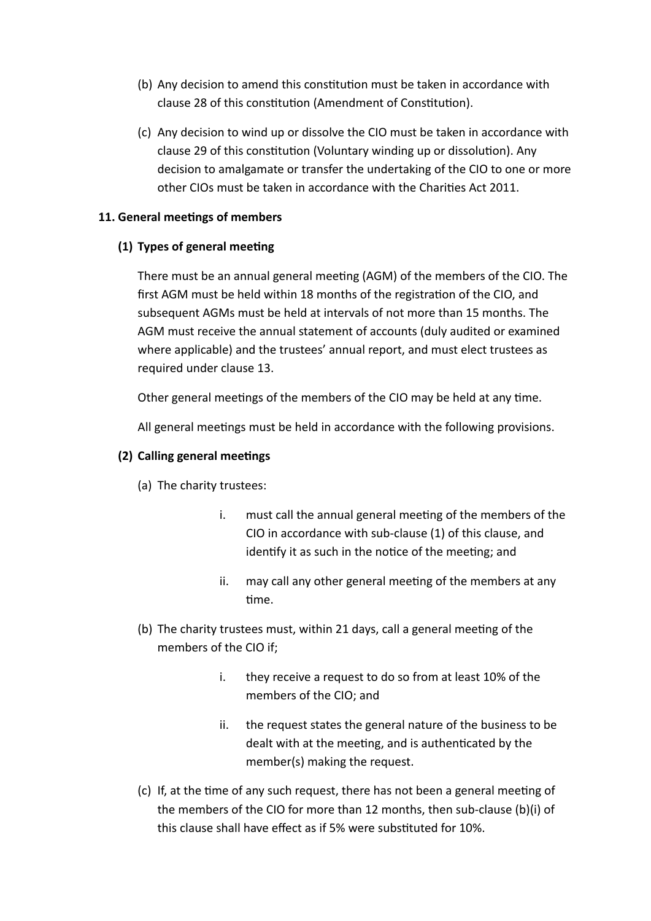(b) Any decision to amend this constitution must be taken in accordance with clause 28 of this constitution (Amendment of Constitution).

(c) Any decision to wind up or dissolve the CIO must be taken in accordance with clause 29 of this constitution (Voluntary winding up or dissolution). Any decision to amalgamate or transfer the undertaking of the CIO to one or more other CIOs must be taken in accordance with the Charities Act 2011.

**11. General meetings of members**

**(1) Types of general meeting**

There must be an annual general meeting (AGM) of the members of the CIO. The first AGM must be held within 18 months of the registration of the CIO, and subsequent AGMs must be held at intervals of not more than 15 months. The AGM must receive the annual statement of accounts (duly audited or examined where applicable) and the trustees' annual report, and must elect trustees as required under clause 13.

Other general meetings of the members of the CIO may be held at any time.

All general meetings must be held in accordance with the following provisions.

**(2) Calling general meetings**

(a) The charity trustees:

i. must call the annual general meeting of the members of the CIO in accordance with sub-clause (1) of this clause, and identify it as such in the notice of the meeting; and

ii. may call any other general meeting of the members at any time.

(b) The charity trustees must, within 21 days, call a general meeting of the members of the CIO if;

i. they receive a request to do so from at least 10% of the members of the CIO; and

ii. the request states the general nature of the business to be dealt with at the meeting, and is authenticated by the member(s) making the request.

(c) If, at the time of any such request, there has not been a general meeting of the members of the CIO for more than 12 months, then sub-clause (b)(i) of this clause shall have effect as if 5% were substituted for 10%.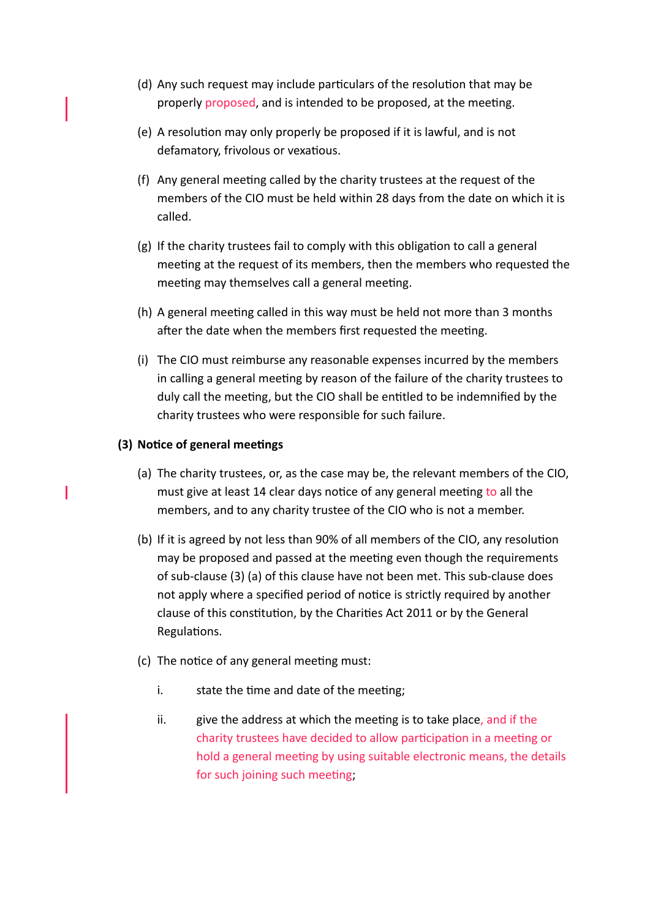(d) Any such request may include particulars of the resolution that may be properly proposed, and is intended to be proposed, at the meeting.

(e) A resolution may only properly be proposed if it is lawful, and is not defamatory, frivolous or vexatious.

(f) Any general meeting called by the charity trustees at the request of the members of the CIO must be held within 28 days from the date on which it is called.

(g) If the charity trustees fail to comply with this obligation to call a general meeting at the request of its members, then the members who requested the meeting may themselves call a general meeting.

(h) A general meeting called in this way must be held not more than 3 months after the date when the members first requested the meeting.

(i) The CIO must reimburse any reasonable expenses incurred by the members in calling a general meeting by reason of the failure of the charity trustees to duly call the meeting, but the CIO shall be entitled to be indemnified by the charity trustees who were responsible for such failure.

**(3) Notice of general meetings**

(a) The charity trustees, or, as the case may be, the relevant members of the CIO, must give at least 14 clear days notice of any general meeting to all the members, and to any charity trustee of the CIO who is not a member.

(b) If it is agreed by not less than 90% of all members of the CIO, any resolution may be proposed and passed at the meeting even though the requirements of sub-clause (3) (a) of this clause have not been met. This sub-clause does not apply where a specified period of notice is strictly required by another clause of this constitution, by the Charities Act 2011 or by the General Regulations.

(c) The notice of any general meeting must:

i. state the time and date of the meeting;

ii. give the address at which the meeting is to take place, and if the charity trustees have decided to allow participation in a meeting or hold a general meeting by using suitable electronic means, the details for such joining such meeting;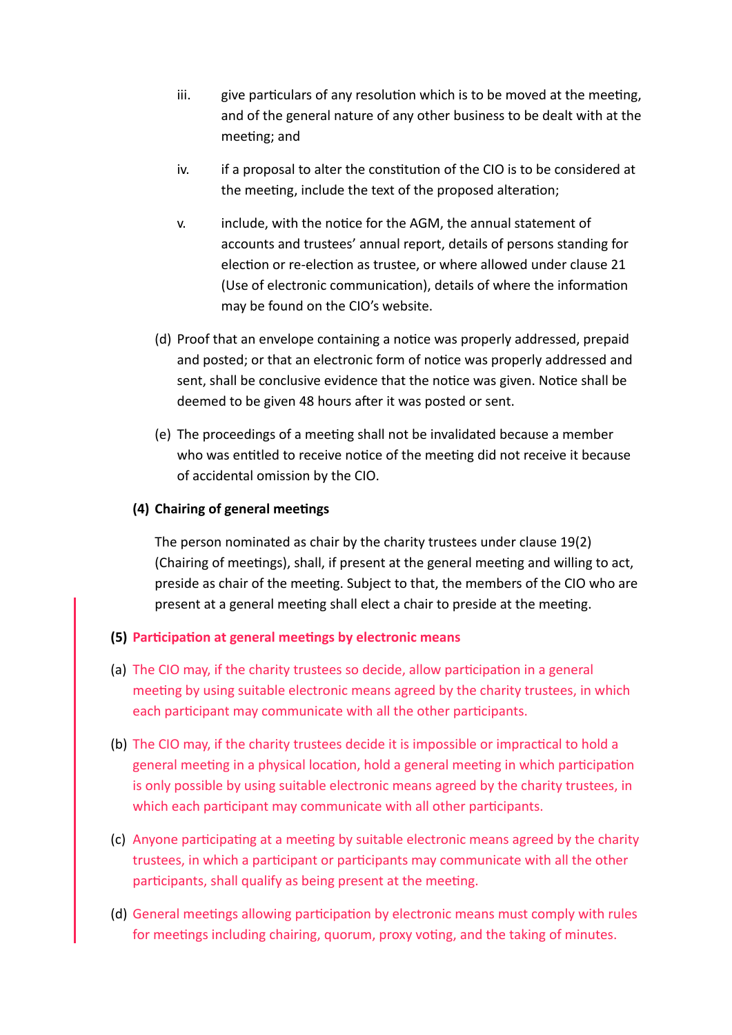iii. give particulars of any resolution which is to be moved at the meeting, and of the general nature of any other business to be dealt with at the meeting; and

iv. if a proposal to alter the constitution of the CIO is to be considered at the meeting, include the text of the proposed alteration;

v. include, with the notice for the AGM, the annual statement of accounts and trustees' annual report, details of persons standing for election or re-election as trustee, or where allowed under clause 21 (Use of electronic communication), details of where the information may be found on the CIO's website.

(d) Proof that an envelope containing a notice was properly addressed, prepaid and posted; or that an electronic form of notice was properly addressed and sent, shall be conclusive evidence that the notice was given. Notice shall be deemed to be given 48 hours after it was posted or sent.

(e) The proceedings of a meeting shall not be invalidated because a member who was entitled to receive notice of the meeting did not receive it because of accidental omission by the CIO.

**(4) Chairing of general meetings**

The person nominated as chair by the charity trustees under clause 19(2) (Chairing of meetings), shall, if present at the general meeting and willing to act, preside as chair of the meeting. Subject to that, the members of the CIO who are present at a general meeting shall elect a chair to preside at the meeting.

**(5) Participation at general meetings by electronic means**

(a) The CIO may, if the charity trustees so decide, allow participation in a general meeting by using suitable electronic means agreed by the charity trustees, in which each participant may communicate with all the other participants.

(b) The CIO may, if the charity trustees decide it is impossible or impractical to hold a general meeting in a physical location, hold a general meeting in which participation is only possible by using suitable electronic means agreed by the charity trustees, in which each participant may communicate with all other participants.

(c) Anyone participating at a meeting by suitable electronic means agreed by the charity trustees, in which a participant or participants may communicate with all the other participants, shall qualify as being present at the meeting.

(d) General meetings allowing participation by electronic means must comply with rules for meetings including chairing, quorum, proxy voting, and the taking of minutes.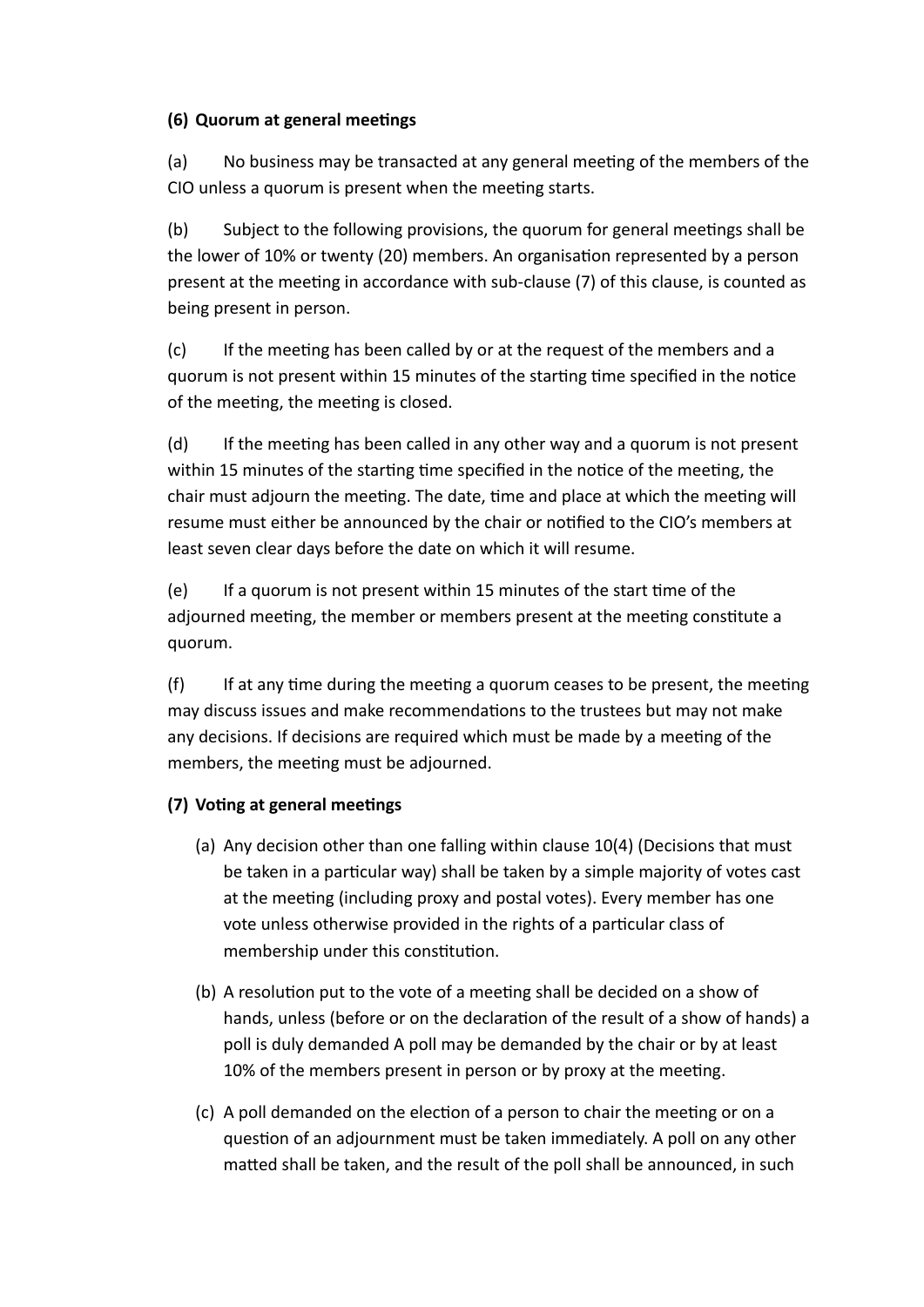**(6) Quorum at general meetings**

(a) No business may be transacted at any general meeting of the members of the CIO unless a quorum is present when the meeting starts.

(b) Subject to the following provisions, the quorum for general meetings shall be the lower of 10% or twenty (20) members. An organisation represented by a person present at the meeting in accordance with sub-clause (7) of this clause, is counted as being present in person.

(c) If the meeting has been called by or at the request of the members and a quorum is not present within 15 minutes of the starting time specified in the notice of the meeting, the meeting is closed.

(d) If the meeting has been called in any other way and a quorum is not present within 15 minutes of the starting time specified in the notice of the meeting, the chair must adjourn the meeting. The date, time and place at which the meeting will resume must either be announced by the chair or notified to the CIO's members at least seven clear days before the date on which it will resume.

(e) If a quorum is not present within 15 minutes of the start time of the adjourned meeting, the member or members present at the meeting constitute a quorum.

(f) If at any time during the meeting a quorum ceases to be present, the meeting may discuss issues and make recommendations to the trustees but may not make any decisions. If decisions are required which must be made by a meeting of the members, the meeting must be adjourned.

**(7) Voting at general meetings**

(a) Any decision other than one falling within clause 10(4) (Decisions that must be taken in a particular way) shall be taken by a simple majority of votes cast at the meeting (including proxy and postal votes). Every member has one vote unless otherwise provided in the rights of a particular class of membership under this constitution.

(b) A resolution put to the vote of a meeting shall be decided on a show of hands, unless (before or on the declaration of the result of a show of hands) a poll is duly demanded A poll may be demanded by the chair or by at least 10% of the members present in person or by proxy at the meeting.

(c) A poll demanded on the election of a person to chair the meeting or on a question of an adjournment must be taken immediately. A poll on any other matted shall be taken, and the result of the poll shall be announced, in such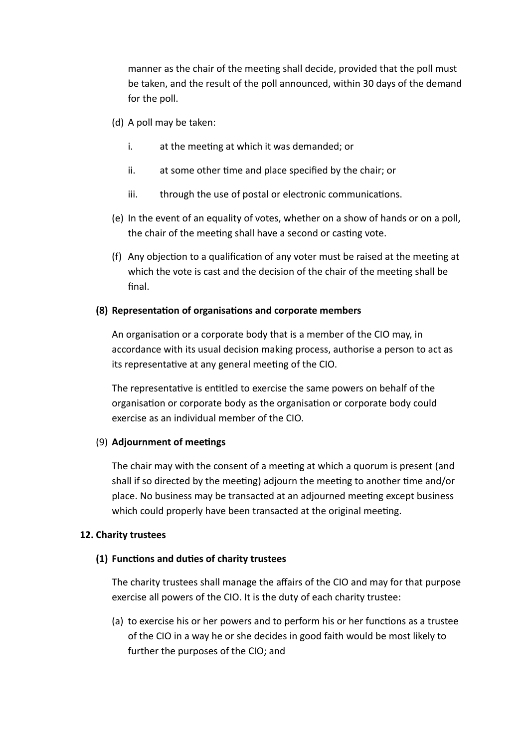manner as the chair of the meeting shall decide, provided that the poll must be taken, and the result of the poll announced, within 30 days of the demand for the poll.

(d) A poll may be taken:

  i. at the meeting at which it was demanded; or

  ii. at some other time and place specified by the chair; or

  iii. through the use of postal or electronic communications.

(e) In the event of an equality of votes, whether on a show of hands or on a poll, the chair of the meeting shall have a second or casting vote.

(f) Any objection to a qualification of any voter must be raised at the meeting at which the vote is cast and the decision of the chair of the meeting shall be final.

**(8) Representation of organisations and corporate members**

An organisation or a corporate body that is a member of the CIO may, in accordance with its usual decision making process, authorise a person to act as its representative at any general meeting of the CIO.

The representative is entitled to exercise the same powers on behalf of the organisation or corporate body as the organisation or corporate body could exercise as an individual member of the CIO.

(9) **Adjournment of meetings**

The chair may with the consent of a meeting at which a quorum is present (and shall if so directed by the meeting) adjourn the meeting to another time and/or place. No business may be transacted at an adjourned meeting except business which could properly have been transacted at the original meeting.

**12. Charity trustees**

**(1) Functions and duties of charity trustees**

The charity trustees shall manage the affairs of the CIO and may for that purpose exercise all powers of the CIO. It is the duty of each charity trustee:

(a) to exercise his or her powers and to perform his or her functions as a trustee of the CIO in a way he or she decides in good faith would be most likely to further the purposes of the CIO; and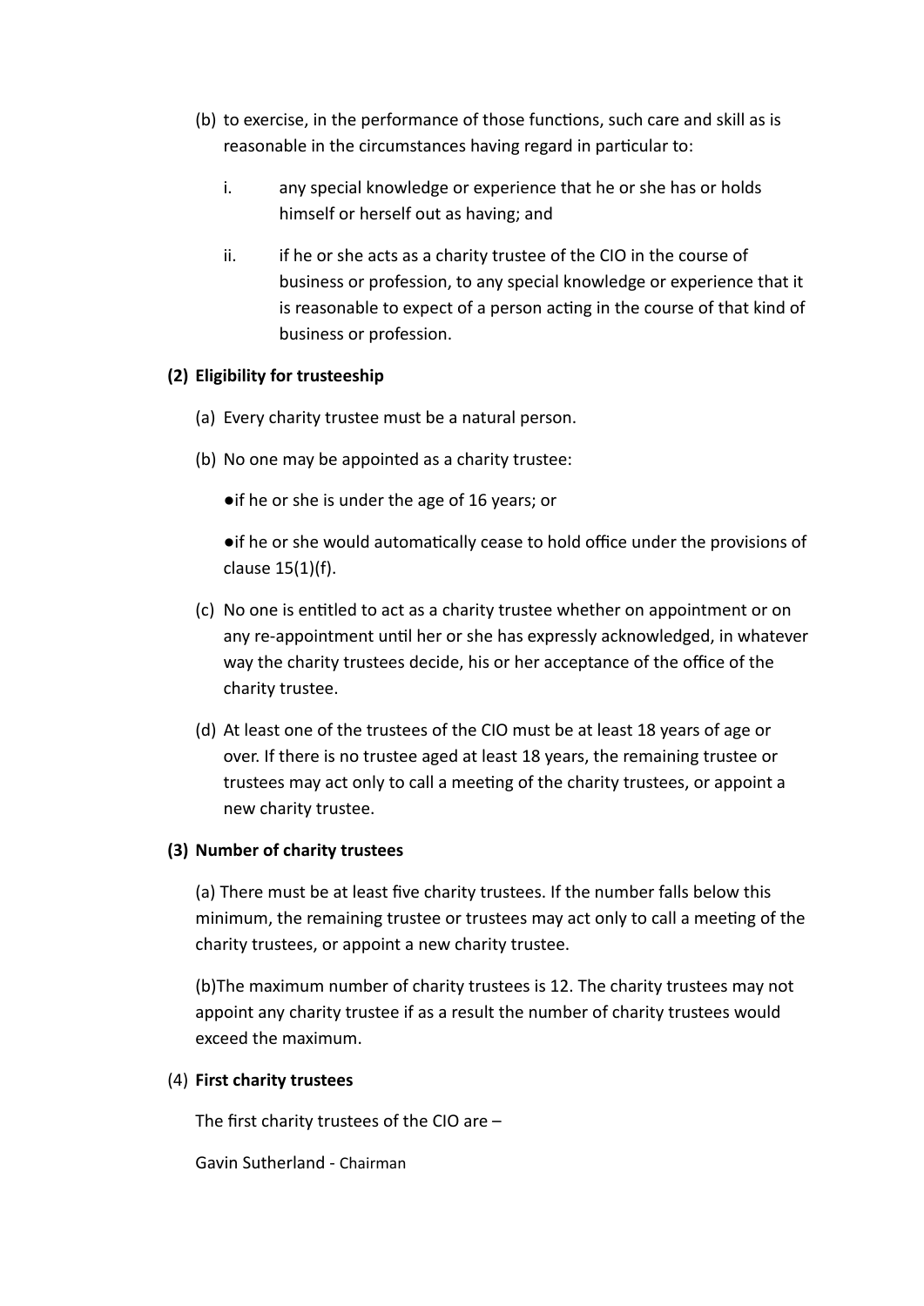(b) to exercise, in the performance of those functions, such care and skill as is reasonable in the circumstances having regard in particular to:

   i. any special knowledge or experience that he or she has or holds himself or herself out as having; and

   ii. if he or she acts as a charity trustee of the CIO in the course of business or profession, to any special knowledge or experience that it is reasonable to expect of a person acting in the course of that kind of business or profession.

**(2) Eligibility for trusteeship**

(a) Every charity trustee must be a natural person.

(b) No one may be appointed as a charity trustee:

- if he or she is under the age of 16 years; or
- if he or she would automatically cease to hold office under the provisions of clause 15(1)(f).

(c) No one is entitled to act as a charity trustee whether on appointment or on any re-appointment until her or she has expressly acknowledged, in whatever way the charity trustees decide, his or her acceptance of the office of the charity trustee.

(d) At least one of the trustees of the CIO must be at least 18 years of age or over. If there is no trustee aged at least 18 years, the remaining trustee or trustees may act only to call a meeting of the charity trustees, or appoint a new charity trustee.

**(3) Number of charity trustees**

(a) There must be at least five charity trustees. If the number falls below this minimum, the remaining trustee or trustees may act only to call a meeting of the charity trustees, or appoint a new charity trustee.

(b)The maximum number of charity trustees is 12. The charity trustees may not appoint any charity trustee if as a result the number of charity trustees would exceed the maximum.

(4) **First charity trustees**

The first charity trustees of the CIO are –

Gavin Sutherland - Chairman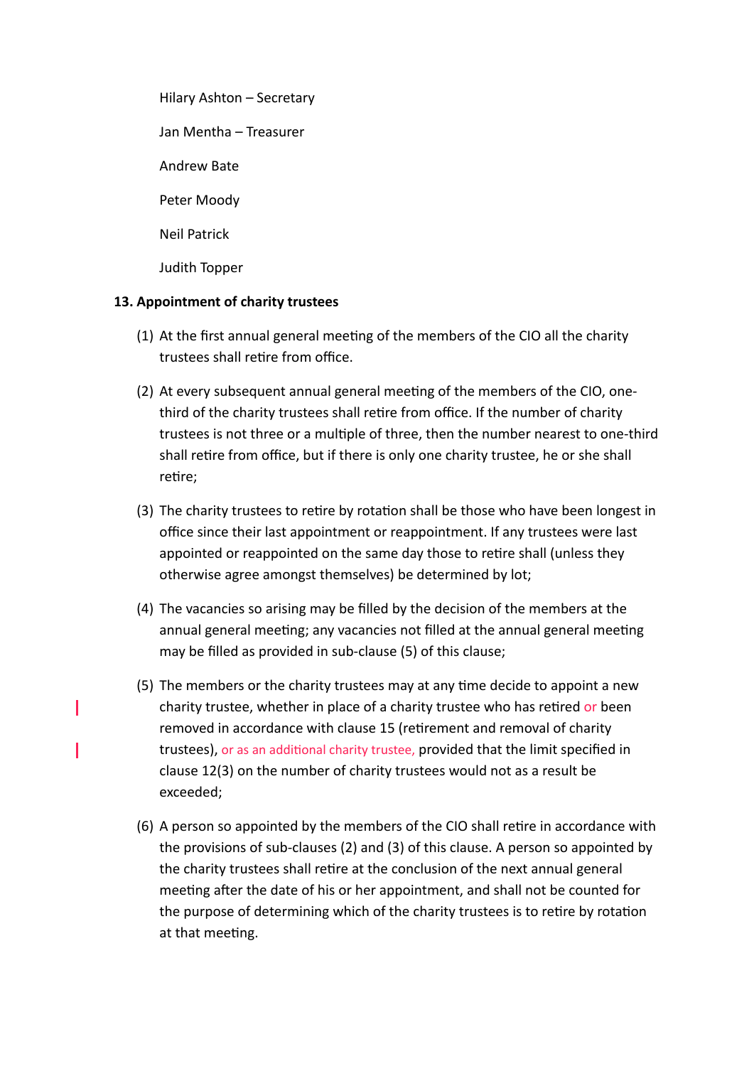Hilary Ashton – Secretary

Jan Mentha – Treasurer

Andrew Bate

Peter Moody

Neil Patrick

Judith Topper

**13. Appointment of charity trustees**

(1) At the first annual general meeting of the members of the CIO all the charity trustees shall retire from office.

(2) At every subsequent annual general meeting of the members of the CIO, one-third of the charity trustees shall retire from office. If the number of charity trustees is not three or a multiple of three, then the number nearest to one-third shall retire from office, but if there is only one charity trustee, he or she shall retire;

(3) The charity trustees to retire by rotation shall be those who have been longest in office since their last appointment or reappointment. If any trustees were last appointed or reappointed on the same day those to retire shall (unless they otherwise agree amongst themselves) be determined by lot;

(4) The vacancies so arising may be filled by the decision of the members at the annual general meeting; any vacancies not filled at the annual general meeting may be filled as provided in sub-clause (5) of this clause;

(5) The members or the charity trustees may at any time decide to appoint a new charity trustee, whether in place of a charity trustee who has retired or been removed in accordance with clause 15 (retirement and removal of charity trustees), or as an additional charity trustee, provided that the limit specified in clause 12(3) on the number of charity trustees would not as a result be exceeded;

(6) A person so appointed by the members of the CIO shall retire in accordance with the provisions of sub-clauses (2) and (3) of this clause. A person so appointed by the charity trustees shall retire at the conclusion of the next annual general meeting after the date of his or her appointment, and shall not be counted for the purpose of determining which of the charity trustees is to retire by rotation at that meeting.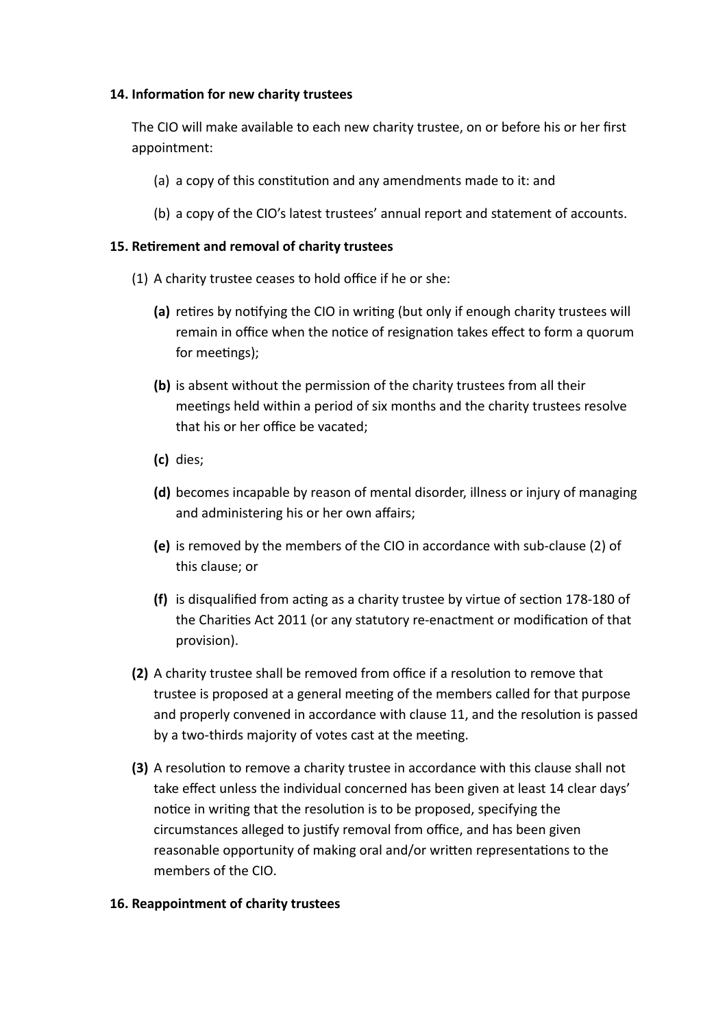**14. Information for new charity trustees**

The CIO will make available to each new charity trustee, on or before his or her first appointment:

(a) a copy of this constitution and any amendments made to it: and

(b) a copy of the CIO's latest trustees' annual report and statement of accounts.

**15. Retirement and removal of charity trustees**

(1) A charity trustee ceases to hold office if he or she:

**(a)** retires by notifying the CIO in writing (but only if enough charity trustees will remain in office when the notice of resignation takes effect to form a quorum for meetings);

**(b)** is absent without the permission of the charity trustees from all their meetings held within a period of six months and the charity trustees resolve that his or her office be vacated;

**(c)** dies;

**(d)** becomes incapable by reason of mental disorder, illness or injury of managing and administering his or her own affairs;

**(e)** is removed by the members of the CIO in accordance with sub-clause (2) of this clause; or

**(f)** is disqualified from acting as a charity trustee by virtue of section 178-180 of the Charities Act 2011 (or any statutory re-enactment or modification of that provision).

**(2)** A charity trustee shall be removed from office if a resolution to remove that trustee is proposed at a general meeting of the members called for that purpose and properly convened in accordance with clause 11, and the resolution is passed by a two-thirds majority of votes cast at the meeting.

**(3)** A resolution to remove a charity trustee in accordance with this clause shall not take effect unless the individual concerned has been given at least 14 clear days' notice in writing that the resolution is to be proposed, specifying the circumstances alleged to justify removal from office, and has been given reasonable opportunity of making oral and/or written representations to the members of the CIO.

**16. Reappointment of charity trustees**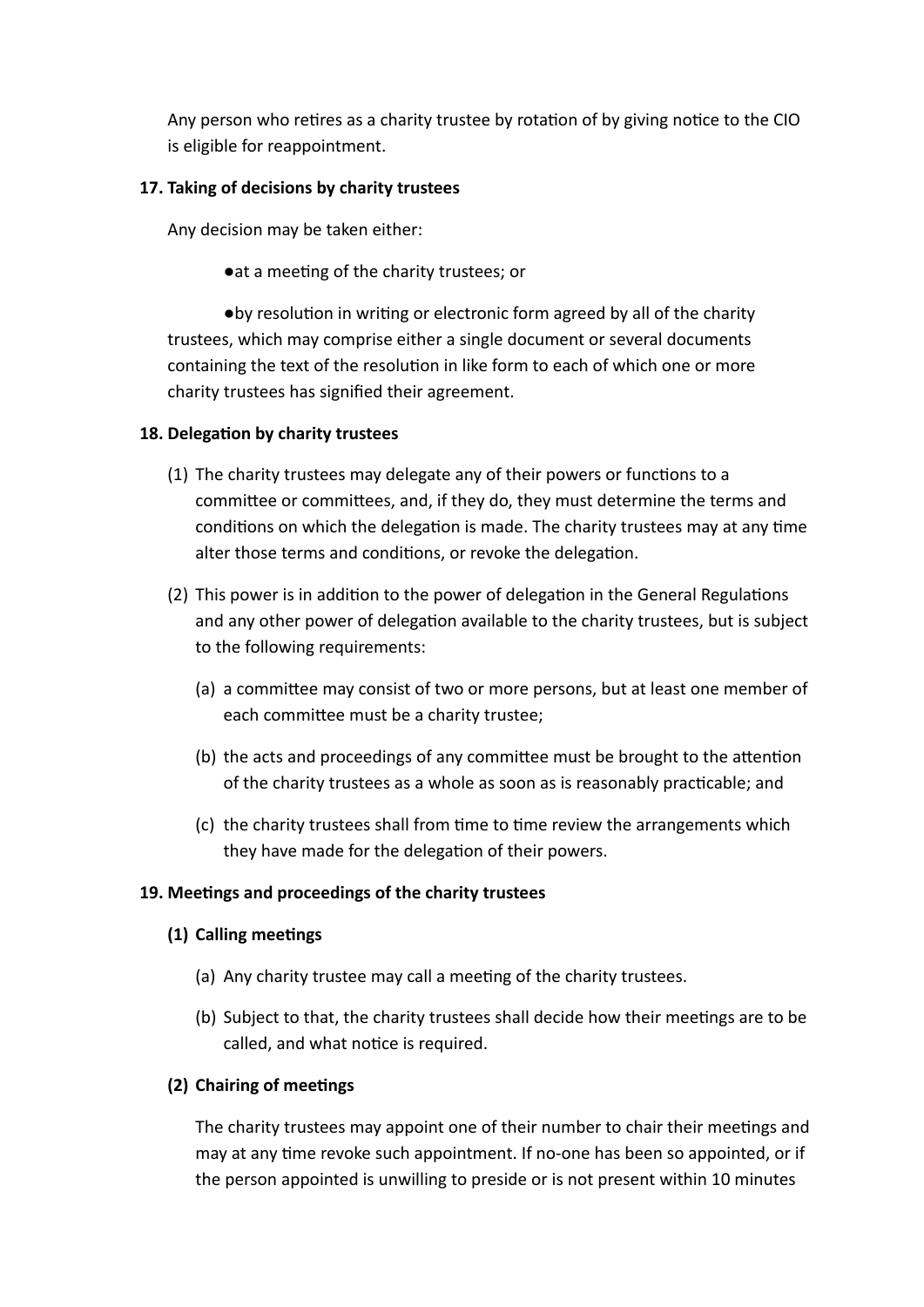Any person who retires as a charity trustee by rotation of by giving notice to the CIO is eligible for reappointment.

**17. Taking of decisions by charity trustees**

Any decision may be taken either:

●at a meeting of the charity trustees; or

●by resolution in writing or electronic form agreed by all of the charity trustees, which may comprise either a single document or several documents containing the text of the resolution in like form to each of which one or more charity trustees has signified their agreement.

**18. Delegation by charity trustees**

(1) The charity trustees may delegate any of their powers or functions to a committee or committees, and, if they do, they must determine the terms and conditions on which the delegation is made. The charity trustees may at any time alter those terms and conditions, or revoke the delegation.

(2) This power is in addition to the power of delegation in the General Regulations and any other power of delegation available to the charity trustees, but is subject to the following requirements:

(a) a committee may consist of two or more persons, but at least one member of each committee must be a charity trustee;

(b) the acts and proceedings of any committee must be brought to the attention of the charity trustees as a whole as soon as is reasonably practicable; and

(c) the charity trustees shall from time to time review the arrangements which they have made for the delegation of their powers.

**19. Meetings and proceedings of the charity trustees**

**(1) Calling meetings**

(a) Any charity trustee may call a meeting of the charity trustees.

(b) Subject to that, the charity trustees shall decide how their meetings are to be called, and what notice is required.

**(2) Chairing of meetings**

The charity trustees may appoint one of their number to chair their meetings and may at any time revoke such appointment. If no-one has been so appointed, or if the person appointed is unwilling to preside or is not present within 10 minutes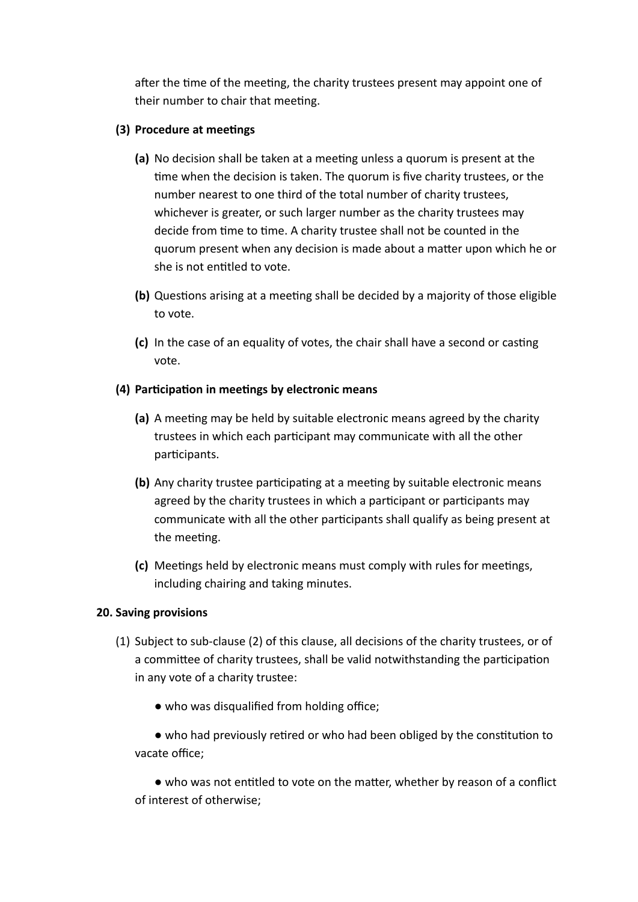after the time of the meeting, the charity trustees present may appoint one of their number to chair that meeting.

**(3) Procedure at meetings**

**(a)** No decision shall be taken at a meeting unless a quorum is present at the time when the decision is taken. The quorum is five charity trustees, or the number nearest to one third of the total number of charity trustees, whichever is greater, or such larger number as the charity trustees may decide from time to time. A charity trustee shall not be counted in the quorum present when any decision is made about a matter upon which he or she is not entitled to vote.

**(b)** Questions arising at a meeting shall be decided by a majority of those eligible to vote.

**(c)** In the case of an equality of votes, the chair shall have a second or casting vote.

**(4) Participation in meetings by electronic means**

**(a)** A meeting may be held by suitable electronic means agreed by the charity trustees in which each participant may communicate with all the other participants.

**(b)** Any charity trustee participating at a meeting by suitable electronic means agreed by the charity trustees in which a participant or participants may communicate with all the other participants shall qualify as being present at the meeting.

**(c)** Meetings held by electronic means must comply with rules for meetings, including chairing and taking minutes.

**20. Saving provisions**

(1) Subject to sub-clause (2) of this clause, all decisions of the charity trustees, or of a committee of charity trustees, shall be valid notwithstanding the participation in any vote of a charity trustee:

● who was disqualified from holding office;

● who had previously retired or who had been obliged by the constitution to vacate office;

● who was not entitled to vote on the matter, whether by reason of a conflict of interest of otherwise;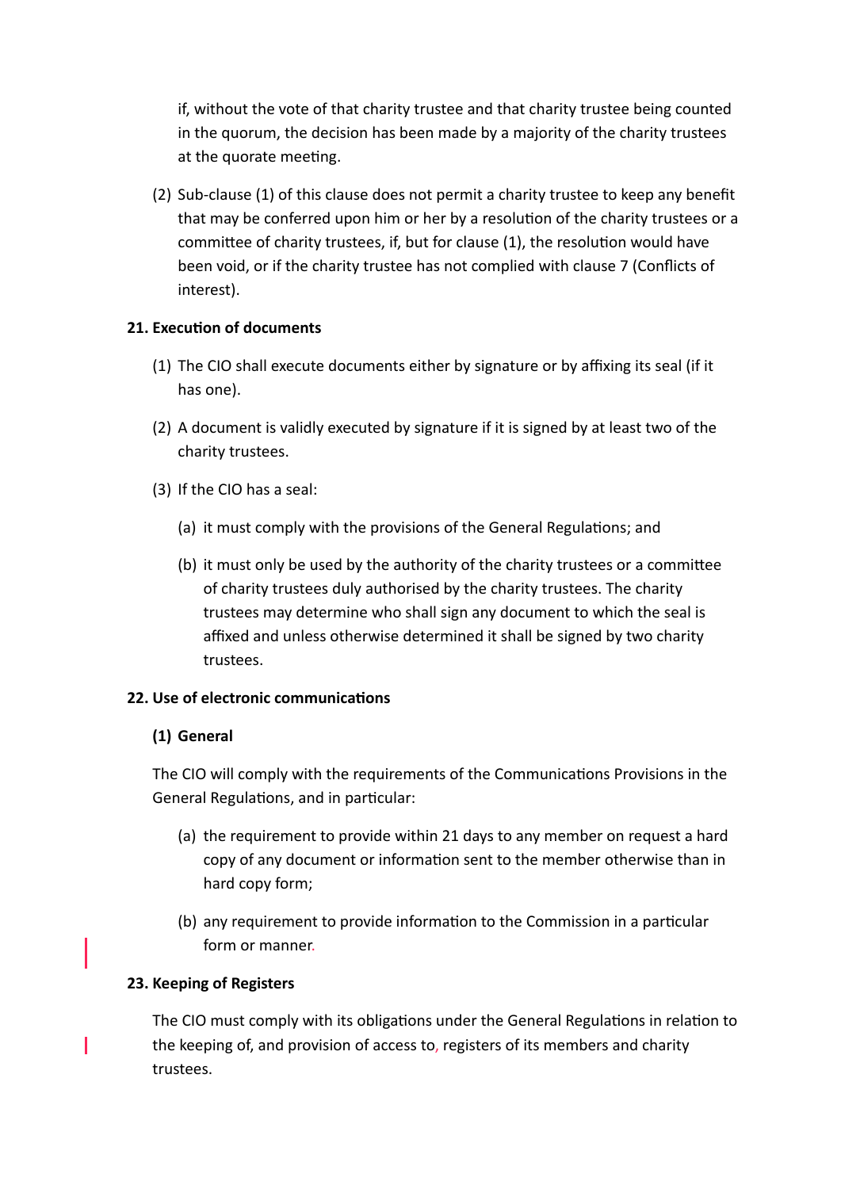if, without the vote of that charity trustee and that charity trustee being counted in the quorum, the decision has been made by a majority of the charity trustees at the quorate meeting.

(2) Sub-clause (1) of this clause does not permit a charity trustee to keep any benefit that may be conferred upon him or her by a resolution of the charity trustees or a committee of charity trustees, if, but for clause (1), the resolution would have been void, or if the charity trustee has not complied with clause 7 (Conflicts of interest).

**21. Execution of documents**

(1) The CIO shall execute documents either by signature or by affixing its seal (if it has one).

(2) A document is validly executed by signature if it is signed by at least two of the charity trustees.

(3) If the CIO has a seal:

(a) it must comply with the provisions of the General Regulations; and

(b) it must only be used by the authority of the charity trustees or a committee of charity trustees duly authorised by the charity trustees. The charity trustees may determine who shall sign any document to which the seal is affixed and unless otherwise determined it shall be signed by two charity trustees.

**22. Use of electronic communications**

**(1) General**

The CIO will comply with the requirements of the Communications Provisions in the General Regulations, and in particular:

(a) the requirement to provide within 21 days to any member on request a hard copy of any document or information sent to the member otherwise than in hard copy form;

(b) any requirement to provide information to the Commission in a particular form or manner.

**23. Keeping of Registers**

The CIO must comply with its obligations under the General Regulations in relation to the keeping of, and provision of access to, registers of its members and charity trustees.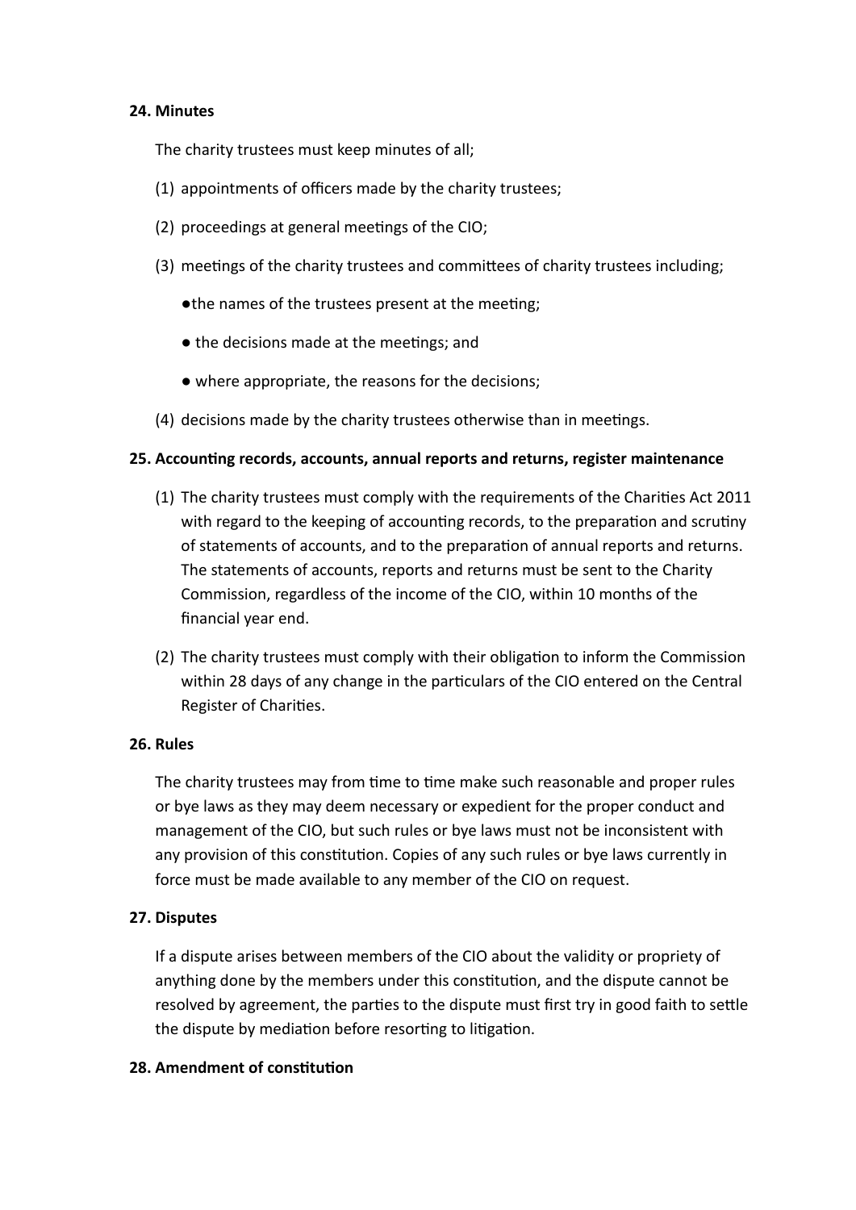**24. Minutes**

The charity trustees must keep minutes of all;

(1) appointments of officers made by the charity trustees;

(2) proceedings at general meetings of the CIO;

(3) meetings of the charity trustees and committees of charity trustees including;

- the names of the trustees present at the meeting;
- the decisions made at the meetings; and
- where appropriate, the reasons for the decisions;

(4) decisions made by the charity trustees otherwise than in meetings.

**25. Accounting records, accounts, annual reports and returns, register maintenance**

(1) The charity trustees must comply with the requirements of the Charities Act 2011 with regard to the keeping of accounting records, to the preparation and scrutiny of statements of accounts, and to the preparation of annual reports and returns. The statements of accounts, reports and returns must be sent to the Charity Commission, regardless of the income of the CIO, within 10 months of the financial year end.

(2) The charity trustees must comply with their obligation to inform the Commission within 28 days of any change in the particulars of the CIO entered on the Central Register of Charities.

**26. Rules**

The charity trustees may from time to time make such reasonable and proper rules or bye laws as they may deem necessary or expedient for the proper conduct and management of the CIO, but such rules or bye laws must not be inconsistent with any provision of this constitution. Copies of any such rules or bye laws currently in force must be made available to any member of the CIO on request.

**27. Disputes**

If a dispute arises between members of the CIO about the validity or propriety of anything done by the members under this constitution, and the dispute cannot be resolved by agreement, the parties to the dispute must first try in good faith to settle the dispute by mediation before resorting to litigation.

**28. Amendment of constitution**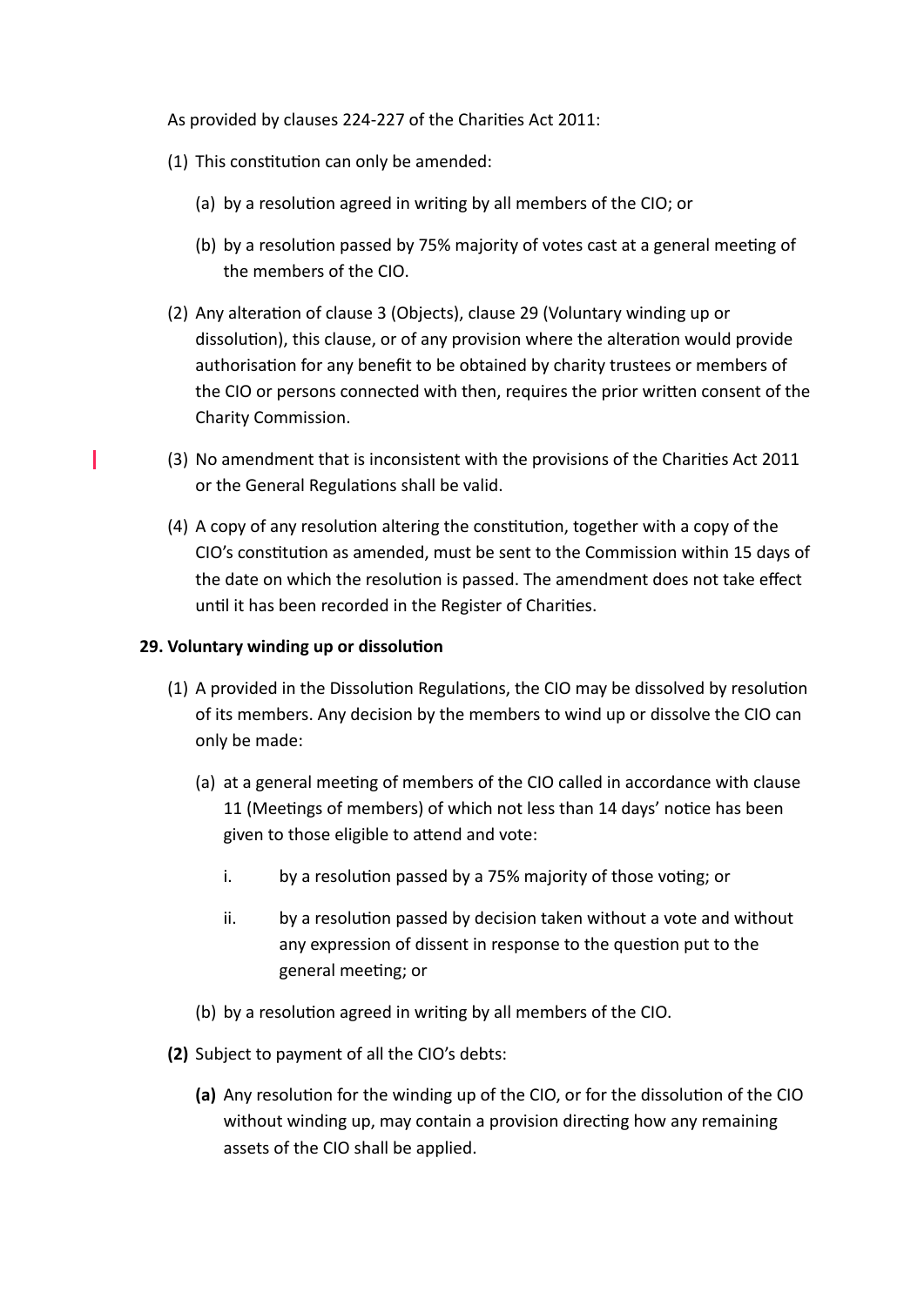As provided by clauses 224-227 of the Charities Act 2011:

(1) This constitution can only be amended:

  (a) by a resolution agreed in writing by all members of the CIO; or

  (b) by a resolution passed by 75% majority of votes cast at a general meeting of the members of the CIO.

(2) Any alteration of clause 3 (Objects), clause 29 (Voluntary winding up or dissolution), this clause, or of any provision where the alteration would provide authorisation for any benefit to be obtained by charity trustees or members of the CIO or persons connected with then, requires the prior written consent of the Charity Commission.

(3) No amendment that is inconsistent with the provisions of the Charities Act 2011 or the General Regulations shall be valid.

(4) A copy of any resolution altering the constitution, together with a copy of the CIO's constitution as amended, must be sent to the Commission within 15 days of the date on which the resolution is passed. The amendment does not take effect until it has been recorded in the Register of Charities.

**29. Voluntary winding up or dissolution**

(1) A provided in the Dissolution Regulations, the CIO may be dissolved by resolution of its members. Any decision by the members to wind up or dissolve the CIO can only be made:

  (a) at a general meeting of members of the CIO called in accordance with clause 11 (Meetings of members) of which not less than 14 days' notice has been given to those eligible to attend and vote:

    i. by a resolution passed by a 75% majority of those voting; or

    ii. by a resolution passed by decision taken without a vote and without any expression of dissent in response to the question put to the general meeting; or

  (b) by a resolution agreed in writing by all members of the CIO.

**(2)** Subject to payment of all the CIO's debts:

  **(a)** Any resolution for the winding up of the CIO, or for the dissolution of the CIO without winding up, may contain a provision directing how any remaining assets of the CIO shall be applied.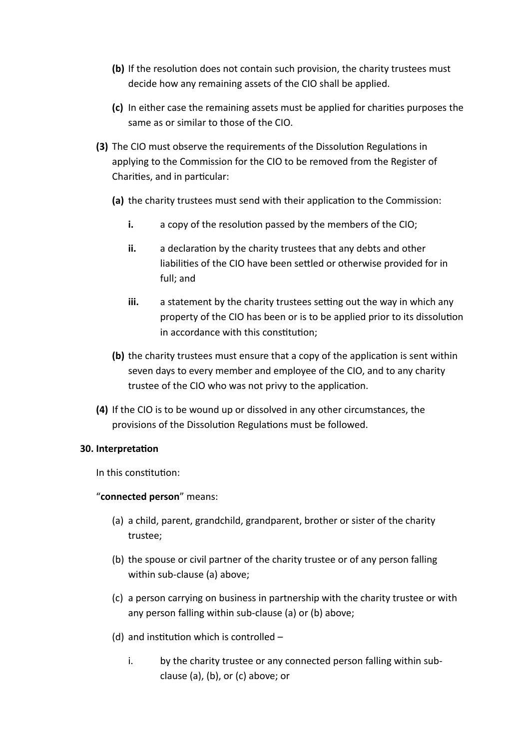**(b)** If the resolution does not contain such provision, the charity trustees must decide how any remaining assets of the CIO shall be applied.

**(c)** In either case the remaining assets must be applied for charities purposes the same as or similar to those of the CIO.

**(3)** The CIO must observe the requirements of the Dissolution Regulations in applying to the Commission for the CIO to be removed from the Register of Charities, and in particular:

**(a)** the charity trustees must send with their application to the Commission:

**i.** a copy of the resolution passed by the members of the CIO;

**ii.** a declaration by the charity trustees that any debts and other liabilities of the CIO have been settled or otherwise provided for in full; and

**iii.** a statement by the charity trustees setting out the way in which any property of the CIO has been or is to be applied prior to its dissolution in accordance with this constitution;

**(b)** the charity trustees must ensure that a copy of the application is sent within seven days to every member and employee of the CIO, and to any charity trustee of the CIO who was not privy to the application.

**(4)** If the CIO is to be wound up or dissolved in any other circumstances, the provisions of the Dissolution Regulations must be followed.

**30. Interpretation**

In this constitution:

"**connected person**" means:

(a) a child, parent, grandchild, grandparent, brother or sister of the charity trustee;

(b) the spouse or civil partner of the charity trustee or of any person falling within sub-clause (a) above;

(c) a person carrying on business in partnership with the charity trustee or with any person falling within sub-clause (a) or (b) above;

(d) and institution which is controlled –

i. by the charity trustee or any connected person falling within sub-clause (a), (b), or (c) above; or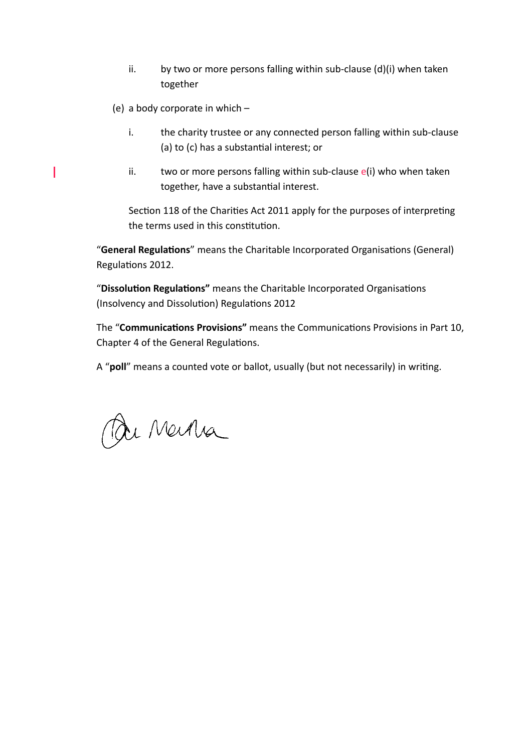ii. by two or more persons falling within sub-clause (d)(i) when taken together

(e) a body corporate in which –

i. the charity trustee or any connected person falling within sub-clause (a) to (c) has a substantial interest; or

ii. two or more persons falling within sub-clause e(i) who when taken together, have a substantial interest.

Section 118 of the Charities Act 2011 apply for the purposes of interpreting the terms used in this constitution.

"**General Regulations**" means the Charitable Incorporated Organisations (General) Regulations 2012.

"**Dissolution Regulations"** means the Charitable Incorporated Organisations (Insolvency and Dissolution) Regulations 2012

The "**Communications Provisions"** means the Communications Provisions in Part 10, Chapter 4 of the General Regulations.

A "**poll**" means a counted vote or ballot, usually (but not necessarily) in writing.